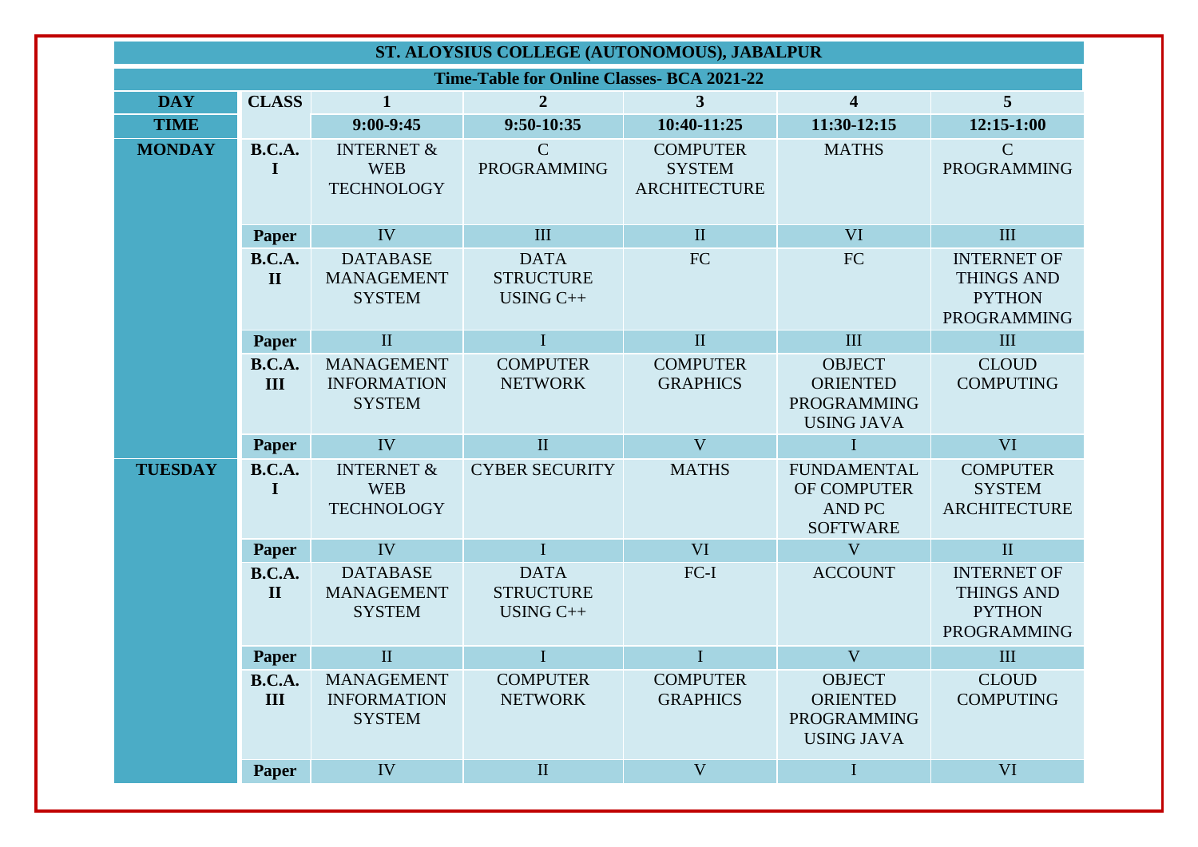# ST. ALOYSIUS COLLEGE (AUTONOMOUS), JABALPUR

## Time-Table for Online Classes- BCA 2021-22

| DAY | CLASS | 1 | 2 | 3 | 4 | 5 |
|---|---|---|---|---|---|---|
| TIME | | 9:00-9:45 | 9:50-10:35 | 10:40-11:25 | 11:30-12:15 | 12:15-1:00 |
| MONDAY | B.C.A. I | INTERNET & WEB TECHNOLOGY | C PROGRAMMING | COMPUTER SYSTEM ARCHITECTURE | MATHS | C PROGRAMMING |
| | Paper | IV | III | II | VI | III |
| | B.C.A. II | DATABASE MANAGEMENT SYSTEM | DATA STRUCTURE USING C++ | FC | FC | INTERNET OF THINGS AND PYTHON PROGRAMMING |
| | Paper | II | I | II | III | III |
| | B.C.A. III | MANAGEMENT INFORMATION SYSTEM | COMPUTER NETWORK | COMPUTER GRAPHICS | OBJECT ORIENTED PROGRAMMING USING JAVA | CLOUD COMPUTING |
| | Paper | IV | II | V | I | VI |
| TUESDAY | B.C.A. I | INTERNET & WEB TECHNOLOGY | CYBER SECURITY | MATHS | FUNDAMENTAL OF COMPUTER AND PC SOFTWARE | COMPUTER SYSTEM ARCHITECTURE |
| | Paper | IV | I | VI | V | II |
| | B.C.A. II | DATABASE MANAGEMENT SYSTEM | DATA STRUCTURE USING C++ | FC-I | ACCOUNT | INTERNET OF THINGS AND PYTHON PROGRAMMING |
| | Paper | II | I | I | V | III |
| | B.C.A. III | MANAGEMENT INFORMATION SYSTEM | COMPUTER NETWORK | COMPUTER GRAPHICS | OBJECT ORIENTED PROGRAMMING USING JAVA | CLOUD COMPUTING |
| | Paper | IV | II | V | I | VI |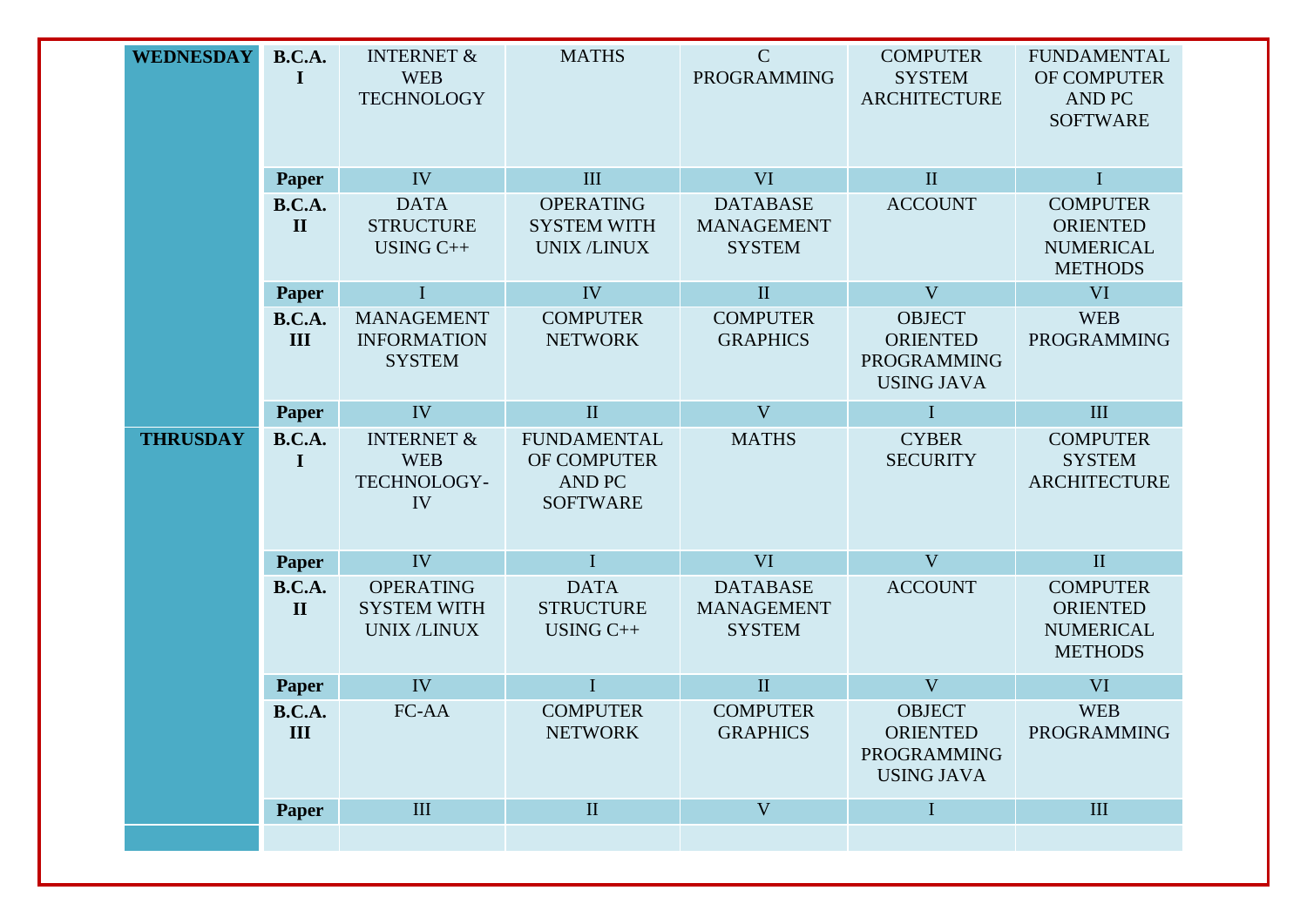| | | | | | | |
|---|---|---|---|---|---|---|
| **WEDNESDAY** | **B.C.A. I** | INTERNET & WEB TECHNOLOGY | MATHS | C PROGRAMMING | COMPUTER SYSTEM ARCHITECTURE | FUNDAMENTAL OF COMPUTER AND PC SOFTWARE |
| | **Paper** | IV | III | VI | II | I |
| | **B.C.A. II** | DATA STRUCTURE USING C++ | OPERATING SYSTEM WITH UNIX /LINUX | DATABASE MANAGEMENT SYSTEM | ACCOUNT | COMPUTER ORIENTED NUMERICAL METHODS |
| | **Paper** | I | IV | II | V | VI |
| | **B.C.A. III** | MANAGEMENT INFORMATION SYSTEM | COMPUTER NETWORK | COMPUTER GRAPHICS | OBJECT ORIENTED PROGRAMMING USING JAVA | WEB PROGRAMMING |
| | **Paper** | IV | II | V | I | III |
| **THRUSDAY** | **B.C.A. I** | INTERNET & WEB TECHNOLOGY-IV | FUNDAMENTAL OF COMPUTER AND PC SOFTWARE | MATHS | CYBER SECURITY | COMPUTER SYSTEM ARCHITECTURE |
| | **Paper** | IV | I | VI | V | II |
| | **B.C.A. II** | OPERATING SYSTEM WITH UNIX /LINUX | DATA STRUCTURE USING C++ | DATABASE MANAGEMENT SYSTEM | ACCOUNT | COMPUTER ORIENTED NUMERICAL METHODS |
| | **Paper** | IV | I | II | V | VI |
| | **B.C.A. III** | FC-AA | COMPUTER NETWORK | COMPUTER GRAPHICS | OBJECT ORIENTED PROGRAMMING USING JAVA | WEB PROGRAMMING |
| | **Paper** | III | II | V | I | III |
| | | | | | | |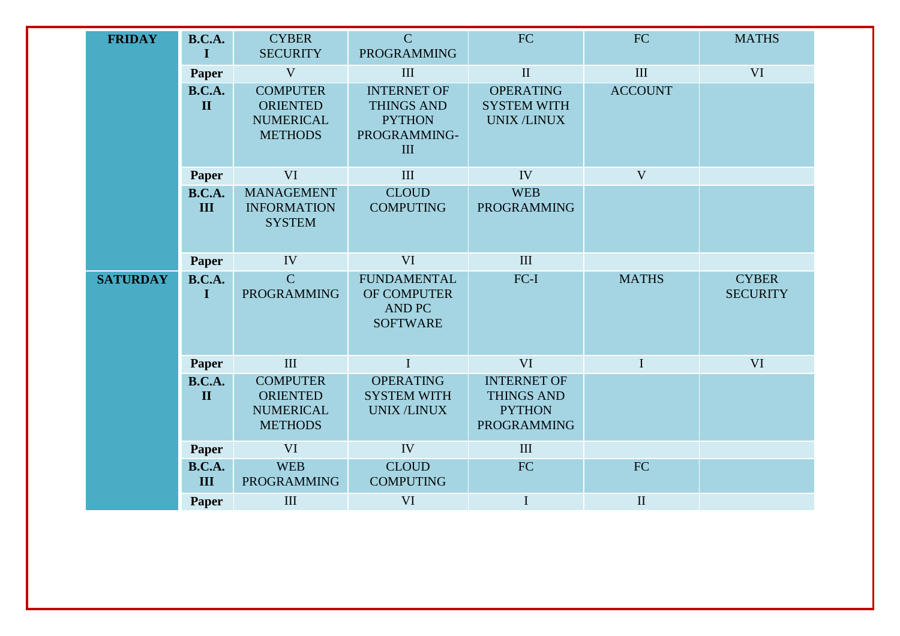| | | | | | | |
|---|---|---|---|---|---|---|
| **FRIDAY** | **B.C.A. I** | CYBER SECURITY | C PROGRAMMING | FC | FC | MATHS |
| | **Paper** | V | III | II | III | VI |
| | **B.C.A. II** | COMPUTER ORIENTED NUMERICAL METHODS | INTERNET OF THINGS AND PYTHON PROGRAMMING-III | OPERATING SYSTEM WITH UNIX /LINUX | ACCOUNT | |
| | **Paper** | VI | III | IV | V | |
| | **B.C.A. III** | MANAGEMENT INFORMATION SYSTEM | CLOUD COMPUTING | WEB PROGRAMMING | | |
| | **Paper** | IV | VI | III | | |
| **SATURDAY** | **B.C.A. I** | C PROGRAMMING | FUNDAMENTAL OF COMPUTER AND PC SOFTWARE | FC-I | MATHS | CYBER SECURITY |
| | **Paper** | III | I | VI | I | VI |
| | **B.C.A. II** | COMPUTER ORIENTED NUMERICAL METHODS | OPERATING SYSTEM WITH UNIX /LINUX | INTERNET OF THINGS AND PYTHON PROGRAMMING | | |
| | **Paper** | VI | IV | III | | |
| | **B.C.A. III** | WEB PROGRAMMING | CLOUD COMPUTING | FC | FC | |
| | **Paper** | III | VI | I | II | |